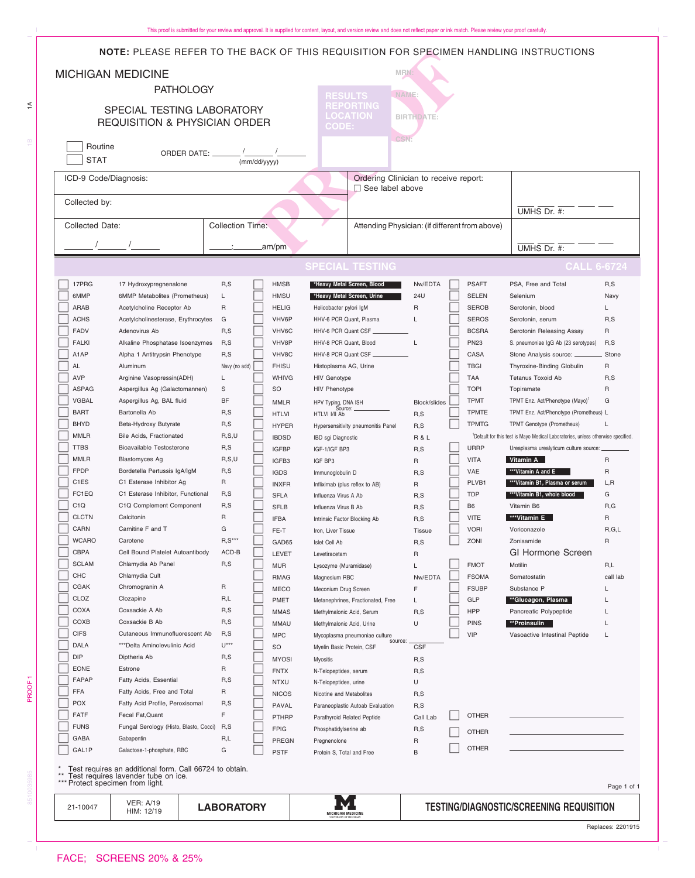**NOTE:** PLEASE REFER TO THE BACK OF THIS REQUISITION FOR SPECIMEN HANDLING INSTRUCTIONS

# MICHIGAN MEDICINE

## PATHOLOGY

## SPECIAL TESTING LABORATORY REQUISITION & PHYSICIAN ORDER

RESULTS REPORTING LOCATION CODE:

MRN:

NAME:

BIRTHDATE:

CSN:

☐ Routine
☐ STAT

ORDER DATE: _______ / _______ / _______ (mm/dd/yyyy)

| ICD-9 Code/Diagnosis: | | Ordering Clinician to receive report: ☐ See label above | |
|---|---|---|---|
| Collected by: | | | UMHS Dr. #: |
| Collected Date: ______ / ______ / ______ | Collection Time: _____:_____am/pm | Attending Physician: (if different from above) | UMHS Dr. #: |

## SPECIAL TESTING — CALL 6-6724

| | Code | Test | Specimen | | Code | Test | Specimen | | Code | Test | Specimen |
|---|---|---|---|---|---|---|---|---|---|---|---|
| ☐ | 17PRG | 17 Hydroxypregnenalone | R,S | ☐ | HMSB | *Heavy Metal Screen, Blood | Nw/EDTA | ☐ | PSAFT | PSA, Free and Total | R,S |
| ☐ | 6MMP | 6MMP Metabolites (Prometheus) | L | ☐ | HMSU | *Heavy Metal Screen, Urine | 24U | ☐ | SELEN | Selenium | Navy |
| ☐ | ARAB | Acetylcholine Receptor Ab | R | ☐ | HELIG | Helicobacter pylori IgM | R | ☐ | SEROB | Serotonin, blood | L |
| ☐ | ACHS | Acetylcholinesterase, Erythrocytes | G | ☐ | VHV6P | HHV-6 PCR Quant, Plasma | L | ☐ | SEROS | Serotonin, serum | R,S |
| ☐ | FADV | Adenovirus Ab | R,S | ☐ | VHV6C | HHV-6 PCR Quant CSF ________ | | ☐ | BCSRA | Serotonin Releasing Assay | R |
| ☐ | FALKI | Alkaline Phosphatase Isoenzymes | R,S | ☐ | VHV8P | HHV-8 PCR Quant, Blood | L | ☐ | PN23 | S. pneumoniae IgG Ab (23 serotypes) | R,S |
| ☐ | A1AP | Alpha 1 Antitrypsin Phenotype | R,S | ☐ | VHV8C | HHV-8 PCR Quant CSF ________ | | ☐ | CASA | Stone Analysis source: ________ | Stone |
| ☐ | AL | Aluminum | Navy (no add) | ☐ | FHISU | Histoplasma AG, Urine | | ☐ | TBGI | Thyroxine-Binding Globulin | R |
| ☐ | AVP | Arginine Vasopressin(ADH) | L | ☐ | WHIVG | HIV Genotype | | ☐ | TAA | Tetanus Toxoid Ab | R,S |
| ☐ | ASPAG | Aspergillus Ag (Galactomannen) | S | ☐ | SO | HIV Phenotype | | ☐ | TOPI | Topiramate | R |
| ☐ | VGBAL | Aspergillus Ag, BAL fluid | BF | ☐ | MMLR | HPV Typing, DNA ISH | Block/slides | ☐ | TPMT | TPMT Enz. Act/Phenotype (Mayo)[1] | G |
| ☐ | BART | Bartonella Ab | R,S | ☐ | HTLVI | HTLVI I/II Ab Source: ________ | R,S | ☐ | TPMTE | TPMT Enz. Act/Phenotype (Prometheus) | L |
| ☐ | BHYD | Beta-Hydroxy Butyrate | R,S | ☐ | HYPER | Hypersensitivity pneumonitis Panel | R,S | ☐ | TPMTG | TPMT Genotype (Prometheus) | L |
| ☐ | MMLR | Bile Acids, Fractionated | R,S,U | ☐ | IBDSD | IBD sgi Diagnostic | R & L | | | [1]Default for this test is Mayo Medical Laboratories, unless otherwise specified. | |
| ☐ | TTBS | Bioavailable Testosterone | R,S | ☐ | IGFBP | IGF-1/IGF BP3 | R,S | ☐ | URRP | Ureaplasma urealyticum culture source: ________ | |
| ☐ | MMLR | Blastomyces Ag | R,S,U | ☐ | IGFB3 | IGF BP3 | R | ☐ | VITA | Vitamin A | R |
| ☐ | FPDP | Bordetella Pertussis IgA/IgM | R,S | ☐ | IGDS | Immunoglobulin D | R,S | ☐ | VAE | ***Vitamin A and E | R |
| ☐ | C1ES | C1 Esterase Inhibitor Ag | R | ☐ | INXFR | Infliximab (plus reflex to AB) | R | ☐ | PLVB1 | ***Vitamin B1, Plasma or serum | L,R |
| ☐ | FC1EQ | C1 Esterase Inhibitor, Functional | R,S | ☐ | SFLA | Influenza Virus A Ab | R,S | ☐ | TDP | ***Vitamin B1, whole blood | G |
| ☐ | C1Q | C1Q Complement Component | R,S | ☐ | SFLB | Influenza Virus B Ab | R,S | ☐ | B6 | Vitamin B6 | R,G |
| ☐ | CLCTN | Calcitonin | R | ☐ | IFBA | Intrinsic Factor Blocking Ab | R,S | ☐ | VITE | ***Vitamin E | R |
| ☐ | CARN | Carnitine F and T | G | ☐ | FE-T | Iron, Liver Tissue | Tissue | ☐ | VORI | Voriconazole | R,G,L |
| ☐ | WCARO | Carotene | R,S*** | ☐ | GAD65 | Islet Cell Ab | R,S | ☐ | ZONI | Zonisamide | R |
| ☐ | CBPA | Cell Bound Platelet Autoantibody | ACD-B | ☐ | LEVET | Levetiracetam | R | | | **GI Hormone Screen** | |
| ☐ | SCLAM | Chlamydia Ab Panel | R,S | ☐ | MUR | Lysozyme (Muramidase) | L | ☐ | FMOT | Motilin | R,L |
| ☐ | CHC | Chlamydia Cult | | ☐ | RMAG | Magnesium RBC | Nw/EDTA | ☐ | FSOMA | Somatostatin | call lab |
| ☐ | CGAK | Chromogranin A | R | ☐ | MECO | Meconium Drug Screen | F | ☐ | FSUBP | Substance P | L |
| ☐ | CLOZ | Clozapine | R,L | ☐ | PMET | Metanephrines, Fractionated, Free | L | ☐ | GLP | **Glucagon, Plasma | L |
| ☐ | COXA | Coxsackie A Ab | R,S | ☐ | MMAS | Methylmalonic Acid, Serum | R,S | ☐ | HPP | Pancreatic Polypeptide | L |
| ☐ | COXB | Coxsackie B Ab | R,S | ☐ | MMAU | Methylmalonic Acid, Urine | U | ☐ | PINS | **Proinsulin | L |
| ☐ | CIFS | Cutaneous Immunofluorescent Ab | R,S | ☐ | MPC | Mycoplasma pneumoniae culture source: ________ | | ☐ | VIP | Vasoactive Intestinal Peptide | L |
| ☐ | DALA | ***Delta Aminolevulinic Acid | U*** | ☐ | SO | Myelin Basic Protein, CSF | CSF | | | | |
| ☐ | DIP | Diptheria Ab | R,S | ☐ | MYOSI | Myositis | R,S | | | | |
| ☐ | EONE | Estrone | R | ☐ | FNTX | N-Telopeptides, serum | R,S | | | | |
| ☐ | FAPAP | Fatty Acids, Essential | R,S | ☐ | NTXU | N-Telopeptides, urine | U | | | | |
| ☐ | FFA | Fatty Acids, Free and Total | R | ☐ | NICOS | Nicotine and Metabolites | R,S | | | | |
| ☐ | POX | Fatty Acid Profile, Peroxisomal | R,S | ☐ | PAVAL | Paraneoplastic Autoab Evaluation | R,S | | | | |
| ☐ | FATF | Fecal Fat,Quant | F | ☐ | PTHRP | Parathyroid Related Peptide | Call Lab | ☐ | OTHER | ________ | |
| ☐ | FUNS | Fungal Serology (Histo, Blasto, Cocci) | R,S | ☐ | FPIG | Phosphatidylserine ab | R,S | ☐ | OTHER | ________ | |
| ☐ | GABA | Gabapentin | R,L | ☐ | PREGN | Pregnenolone | R | ☐ | OTHER | ________ | |
| ☐ | GAL1P | Galactose-1-phosphate, RBC | G | ☐ | PSTF | Protein S, Total and Free | B | | | | |

\* Test requires an additional form. Call 66724 to obtain.
\** Test requires lavender tube on ice.
\*** Protect specimen from light.

| 21-10047 | VER: A/19 HIM: 12/19 | LABORATORY | MICHIGAN MEDICINE | TESTING/DIAGNOSTIC/SCREENING REQUISITION |
|---|---|---|---|---|

Replaces: 2201915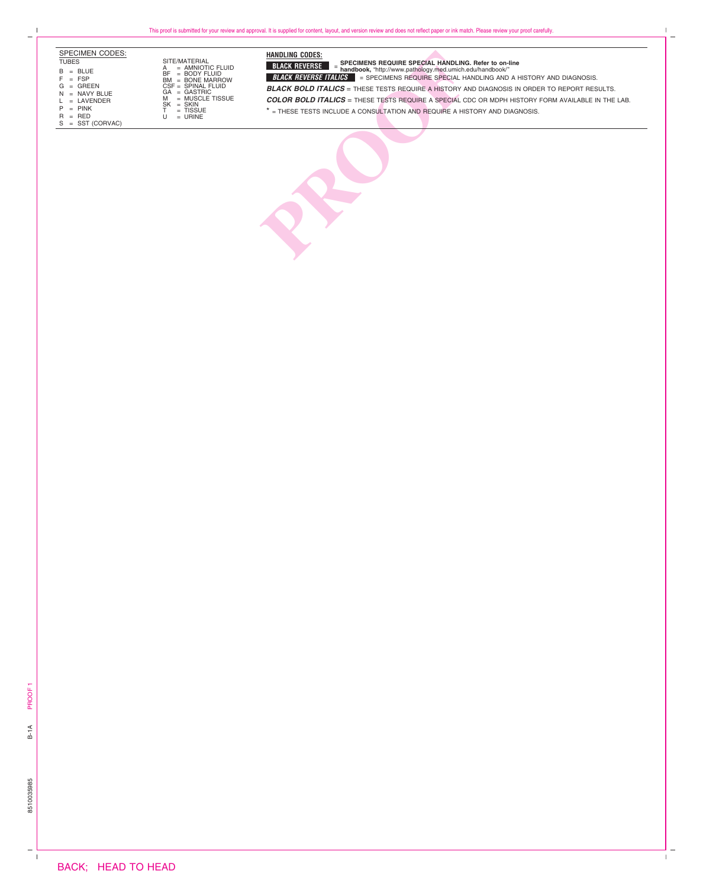SPECIMEN CODES:

TUBES
- B = BLUE
- F = FSP
- G = GREEN
- N = NAVY BLUE
- L = LAVENDER
- P = PINK
- R = RED
- S = SST (CORVAC)

SITE/MATERIAL
- A = AMNIOTIC FLUID
- BF = BODY FLUID
- BM = BONE MARROW
- CSF = SPINAL FLUID
- GA = GASTRIC
- M = MUSCLE TISSUE
- SK = SKIN
- T = TISSUE
- U = URINE

**HANDLING CODES:**

**BLACK REVERSE** = **SPECIMENS REQUIRE SPECIAL HANDLING. Refer to on-line handbook,** "http://www.pathology.med.umich.edu/handbook/"

***BLACK REVERSE ITALICS*** = SPECIMENS REQUIRE SPECIAL HANDLING AND A HISTORY AND DIAGNOSIS.

***BLACK BOLD ITALICS*** = THESE TESTS REQUIRE A HISTORY AND DIAGNOSIS IN ORDER TO REPORT RESULTS.

***COLOR BOLD ITALICS*** = THESE TESTS REQUIRE A SPECIAL CDC OR MDPH HISTORY FORM AVAILABLE IN THE LAB.

* = THESE TESTS INCLUDE A CONSULTATION AND REQUIRE A HISTORY AND DIAGNOSIS.